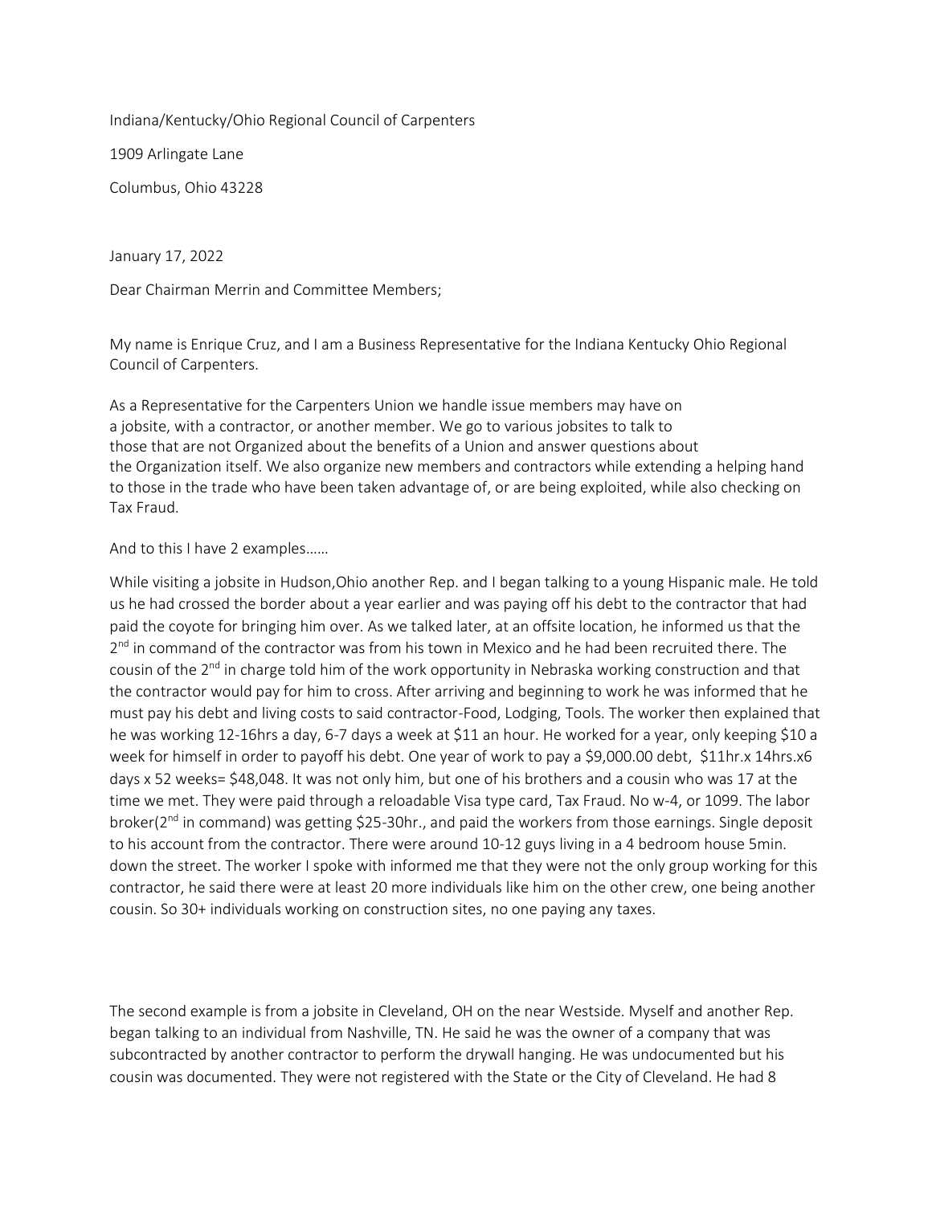Indiana/Kentucky/Ohio Regional Council of Carpenters

1909 Arlingate Lane

Columbus, Ohio 43228

January 17, 2022

Dear Chairman Merrin and Committee Members;

My name is Enrique Cruz, and I am a Business Representative for the Indiana Kentucky Ohio Regional Council of Carpenters.

As a Representative for the Carpenters Union we handle issue members may have on a jobsite, with a contractor, or another member. We go to various jobsites to talk to those that are not Organized about the benefits of a Union and answer questions about the Organization itself. We also organize new members and contractors while extending a helping hand to those in the trade who have been taken advantage of, or are being exploited, while also checking on Tax Fraud.

And to this I have 2 examples……

While visiting a jobsite in Hudson,Ohio another Rep. and I began talking to a young Hispanic male. He told us he had crossed the border about a year earlier and was paying off his debt to the contractor that had paid the coyote for bringing him over. As we talked later, at an offsite location, he informed us that the 2nd in command of the contractor was from his town in Mexico and he had been recruited there. The cousin of the 2nd in charge told him of the work opportunity in Nebraska working construction and that the contractor would pay for him to cross. After arriving and beginning to work he was informed that he must pay his debt and living costs to said contractor-Food, Lodging, Tools. The worker then explained that he was working 12-16hrs a day, 6-7 days a week at $11 an hour. He worked for a year, only keeping $10 a week for himself in order to payoff his debt. One year of work to pay a $9,000.00 debt, $11hr.x 14hrs.x6 days x 52 weeks= $48,048. It was not only him, but one of his brothers and a cousin who was 17 at the time we met. They were paid through a reloadable Visa type card, Tax Fraud. No w-4, or 1099. The labor broker(2nd in command) was getting $25-30hr., and paid the workers from those earnings. Single deposit to his account from the contractor. There were around 10-12 guys living in a 4 bedroom house 5min. down the street. The worker I spoke with informed me that they were not the only group working for this contractor, he said there were at least 20 more individuals like him on the other crew, one being another cousin. So 30+ individuals working on construction sites, no one paying any taxes.

The second example is from a jobsite in Cleveland, OH on the near Westside. Myself and another Rep. began talking to an individual from Nashville, TN. He said he was the owner of a company that was subcontracted by another contractor to perform the drywall hanging. He was undocumented but his cousin was documented. They were not registered with the State or the City of Cleveland. He had 8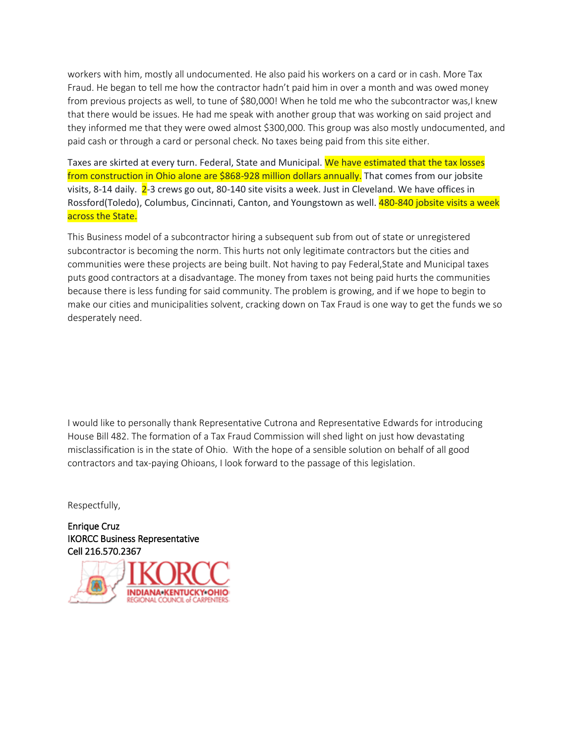workers with him, mostly all undocumented. He also paid his workers on a card or in cash. More Tax Fraud. He began to tell me how the contractor hadn't paid him in over a month and was owed money from previous projects as well, to tune of $80,000! When he told me who the subcontractor was,I knew that there would be issues. He had me speak with another group that was working on said project and they informed me that they were owed almost $300,000. This group was also mostly undocumented, and paid cash or through a card or personal check. No taxes being paid from this site either.

Taxes are skirted at every turn. Federal, State and Municipal. We have estimated that the tax losses from construction in Ohio alone are $868-928 million dollars annually. That comes from our jobsite visits, 8-14 daily. 2-3 crews go out, 80-140 site visits a week. Just in Cleveland. We have offices in Rossford(Toledo), Columbus, Cincinnati, Canton, and Youngstown as well. 480-840 jobsite visits a week across the State.

This Business model of a subcontractor hiring a subsequent sub from out of state or unregistered subcontractor is becoming the norm. This hurts not only legitimate contractors but the cities and communities were these projects are being built. Not having to pay Federal,State and Municipal taxes puts good contractors at a disadvantage. The money from taxes not being paid hurts the communities because there is less funding for said community. The problem is growing, and if we hope to begin to make our cities and municipalities solvent, cracking down on Tax Fraud is one way to get the funds we so desperately need.

I would like to personally thank Representative Cutrona and Representative Edwards for introducing House Bill 482. The formation of a Tax Fraud Commission will shed light on just how devastating misclassification is in the state of Ohio. With the hope of a sensible solution on behalf of all good contractors and tax-paying Ohioans, I look forward to the passage of this legislation.

Respectfully,

Enrique Cruz
IKORCC Business Representative
Cell 216.570.2367

IKORCC
INDIANA•KENTUCKY•OHIO
REGIONAL COUNCIL of CARPENTERS